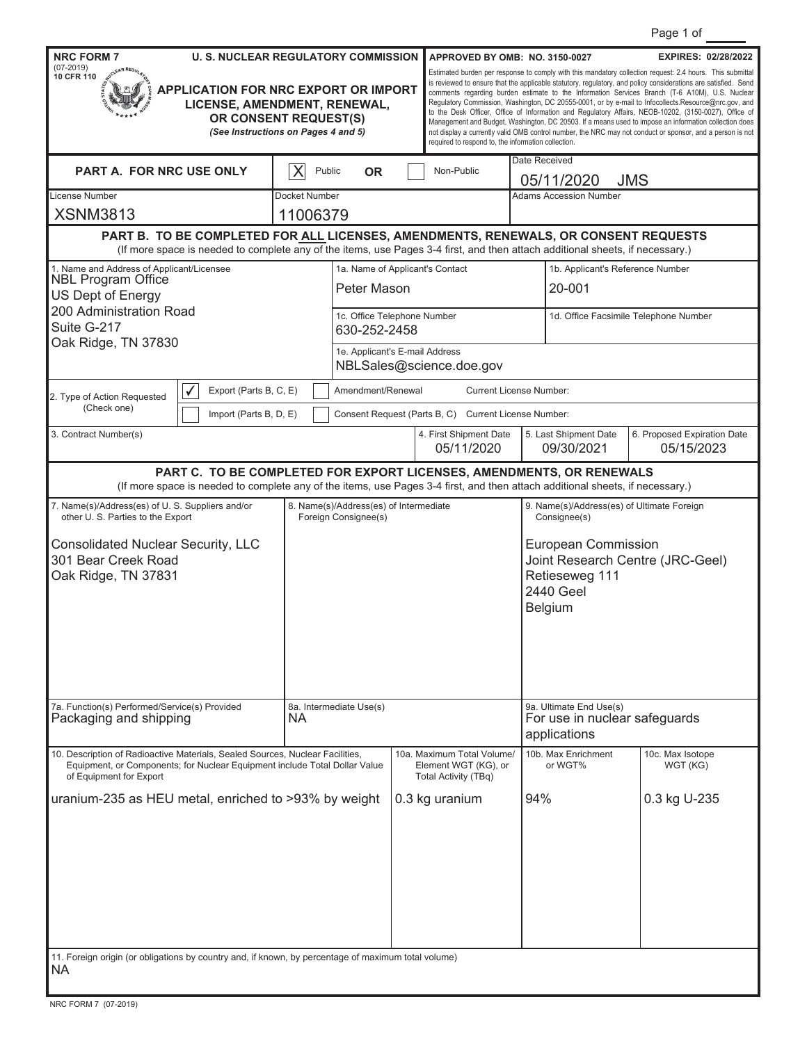**NRC FORM 7**
(07-2019)
10 CFR 110

**U. S. NUCLEAR REGULATORY COMMISSION**

# APPLICATION FOR NRC EXPORT OR IMPORT LICENSE, AMENDMENT, RENEWAL, OR CONSENT REQUEST(S)

*(See Instructions on Pages 4 and 5)*

**APPROVED BY OMB: NO. 3150-0027** **EXPIRES: 02/28/2022**

Estimated burden per response to comply with this mandatory collection request: 2.4 hours. This submittal is reviewed to ensure that the applicable statutory, regulatory, and policy considerations are satisfied. Send comments regarding burden estimate to the Information Services Branch (T-6 A10M), U.S. Nuclear Regulatory Commission, Washington, DC 20555-0001, or by e-mail to Infocollects.Resource@nrc.gov, and to the Desk Officer, Office of Information and Regulatory Affairs, NEOB-10202, (3150-0027), Office of Management and Budget, Washington, DC 20503. If a means used to impose an information collection does not display a currently valid OMB control number, the NRC may not conduct or sponsor, and a person is not required to respond to, the information collection.

## PART A. FOR NRC USE ONLY

| [X] Public OR [ ] Non-Public | | Date Received: 05/11/2020 JMS |
|---|---|---|
| License Number: XSNM3813 | Docket Number: 11006379 | Adams Accession Number: |

## PART B. TO BE COMPLETED FOR ALL LICENSES, AMENDMENTS, RENEWALS, OR CONSENT REQUESTS

(If more space is needed to complete any of the items, use Pages 3-4 first, and then attach additional sheets, if necessary.)

**1. Name and Address of Applicant/Licensee**
NBL Program Office
US Dept of Energy
200 Administration Road
Suite G-217
Oak Ridge, TN 37830

**1a. Name of Applicant's Contact:** Peter Mason

**1b. Applicant's Reference Number:** 20-001

**1c. Office Telephone Number:** 630-252-2458

**1d. Office Facsimile Telephone Number:**

**1e. Applicant's E-mail Address:** NBLSales@science.doe.gov

**2. Type of Action Requested (Check one)**

- [✓] Export (Parts B, C, E)
- [ ] Import (Parts B, D, E)
- [ ] Amendment/Renewal — Current License Number:
- [ ] Consent Request (Parts B, C) — Current License Number:

| 3. Contract Number(s) | 4. First Shipment Date | 5. Last Shipment Date | 6. Proposed Expiration Date |
|---|---|---|---|
| | 05/11/2020 | 09/30/2021 | 05/15/2023 |

## PART C. TO BE COMPLETED FOR EXPORT LICENSES, AMENDMENTS, OR RENEWALS

(If more space is needed to complete any of the items, use Pages 3-4 first, and then attach additional sheets, if necessary.)

| 7. Name(s)/Address(es) of U. S. Suppliers and/or other U. S. Parties to the Export | 8. Name(s)/Address(es) of Intermediate Foreign Consignee(s) | 9. Name(s)/Address(es) of Ultimate Foreign Consignee(s) |
|---|---|---|
| Consolidated Nuclear Security, LLC<br>301 Bear Creek Road<br>Oak Ridge, TN 37831 | | European Commission<br>Joint Research Centre (JRC-Geel)<br>Retieseweg 111<br>2440 Geel<br>Belgium |
| **7a. Function(s) Performed/Service(s) Provided**<br>Packaging and shipping | **8a. Intermediate Use(s)**<br>NA | **9a. Ultimate End Use(s)**<br>For use in nuclear safeguards applications |

| 10. Description of Radioactive Materials, Sealed Sources, Nuclear Facilities, Equipment, or Components; for Nuclear Equipment include Total Dollar Value of Equipment for Export | 10a. Maximum Total Volume/ Element WGT (KG), or Total Activity (TBq) | 10b. Max Enrichment or WGT% | 10c. Max Isotope WGT (KG) |
|---|---|---|---|
| uranium-235 as HEU metal, enriched to >93% by weight | 0.3 kg uranium | 94% | 0.3 kg U-235 |

**11. Foreign origin (or obligations by country and, if known, by percentage of maximum total volume)**
NA

NRC FORM 7 (07-2019)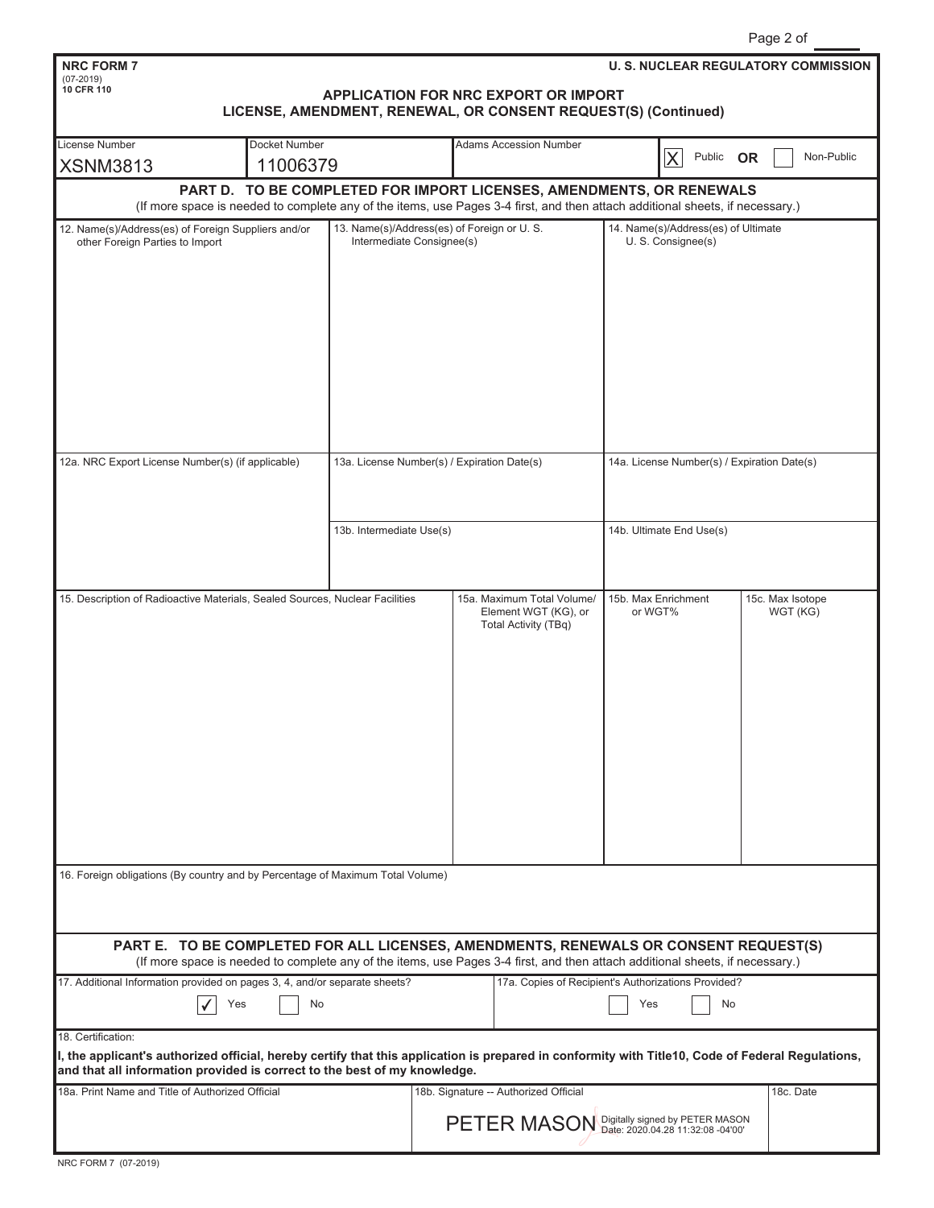**NRC FORM 7**
(07-2019)
**10 CFR 110**

**U. S. NUCLEAR REGULATORY COMMISSION**

## APPLICATION FOR NRC EXPORT OR IMPORT LICENSE, AMENDMENT, RENEWAL, OR CONSENT REQUEST(S) (Continued)

| License Number | Docket Number | Adams Accession Number | |
|---|---|---|---|
| XSNM3813 | 11006379 | | [X] Public **OR** [ ] Non-Public |

### PART D. TO BE COMPLETED FOR IMPORT LICENSES, AMENDMENTS, OR RENEWALS

(If more space is needed to complete any of the items, use Pages 3-4 first, and then attach additional sheets, if necessary.)

| 12. Name(s)/Address(es) of Foreign Suppliers and/or other Foreign Parties to Import | 13. Name(s)/Address(es) of Foreign or U. S. Intermediate Consignee(s) | 14. Name(s)/Address(es) of Ultimate U. S. Consignee(s) |
|---|---|---|
| | | |
| 12a. NRC Export License Number(s) (if applicable) | 13a. License Number(s) / Expiration Date(s) | 14a. License Number(s) / Expiration Date(s) |
| | 13b. Intermediate Use(s) | 14b. Ultimate End Use(s) |

| 15. Description of Radioactive Materials, Sealed Sources, Nuclear Facilities | 15a. Maximum Total Volume/ Element WGT (KG), or Total Activity (TBq) | 15b. Max Enrichment or WGT% | 15c. Max Isotope WGT (KG) |
|---|---|---|---|
| | | | |

16. Foreign obligations (By country and by Percentage of Maximum Total Volume)

### PART E. TO BE COMPLETED FOR ALL LICENSES, AMENDMENTS, RENEWALS OR CONSENT REQUEST(S)

(If more space is needed to complete any of the items, use Pages 3-4 first, and then attach additional sheets, if necessary.)

| 17. Additional Information provided on pages 3, 4, and/or separate sheets? | 17a. Copies of Recipient's Authorizations Provided? |
|---|---|
| [✓] Yes [ ] No | [ ] Yes [ ] No |

18. Certification:

**I, the applicant's authorized official, hereby certify that this application is prepared in conformity with Title10, Code of Federal Regulations, and that all information provided is correct to the best of my knowledge.**

| 18a. Print Name and Title of Authorized Official | 18b. Signature -- Authorized Official | 18c. Date |
|---|---|---|
| | PETER MASON Digitally signed by PETER MASON Date: 2020.04.28 11:32:08 -04'00' | |

NRC FORM 7 (07-2019)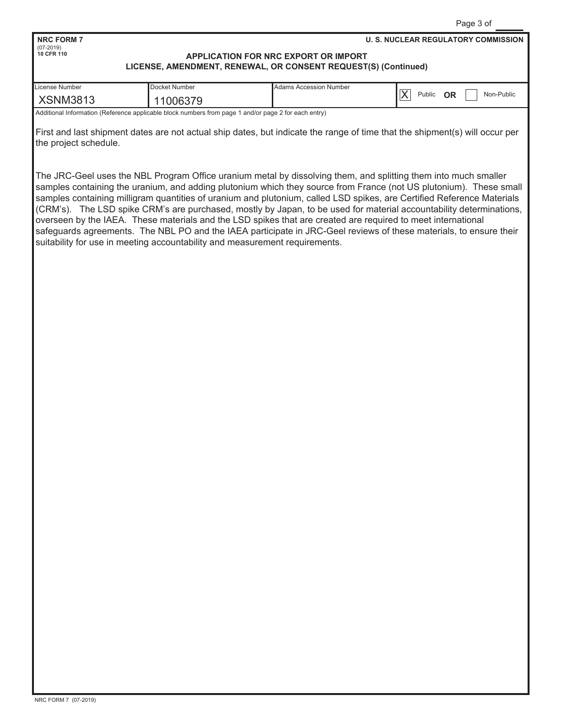**NRC FORM 7**
(07-2019)
**10 CFR 110**

**U. S. NUCLEAR REGULATORY COMMISSION**

**APPLICATION FOR NRC EXPORT OR IMPORT LICENSE, AMENDMENT, RENEWAL, OR CONSENT REQUEST(S) (Continued)**

| License Number | Docket Number | Adams Accession Number | |
|---|---|---|---|
| XSNM3813 | 11006379 | | [X] Public **OR** [ ] Non-Public |

Additional Information (Reference applicable block numbers from page 1 and/or page 2 for each entry)

First and last shipment dates are not actual ship dates, but indicate the range of time that the shipment(s) will occur per the project schedule.

The JRC-Geel uses the NBL Program Office uranium metal by dissolving them, and splitting them into much smaller samples containing the uranium, and adding plutonium which they source from France (not US plutonium). These small samples containing milligram quantities of uranium and plutonium, called LSD spikes, are Certified Reference Materials (CRM's). The LSD spike CRM's are purchased, mostly by Japan, to be used for material accountability determinations, overseen by the IAEA. These materials and the LSD spikes that are created are required to meet international safeguards agreements. The NBL PO and the IAEA participate in JRC-Geel reviews of these materials, to ensure their suitability for use in meeting accountability and measurement requirements.